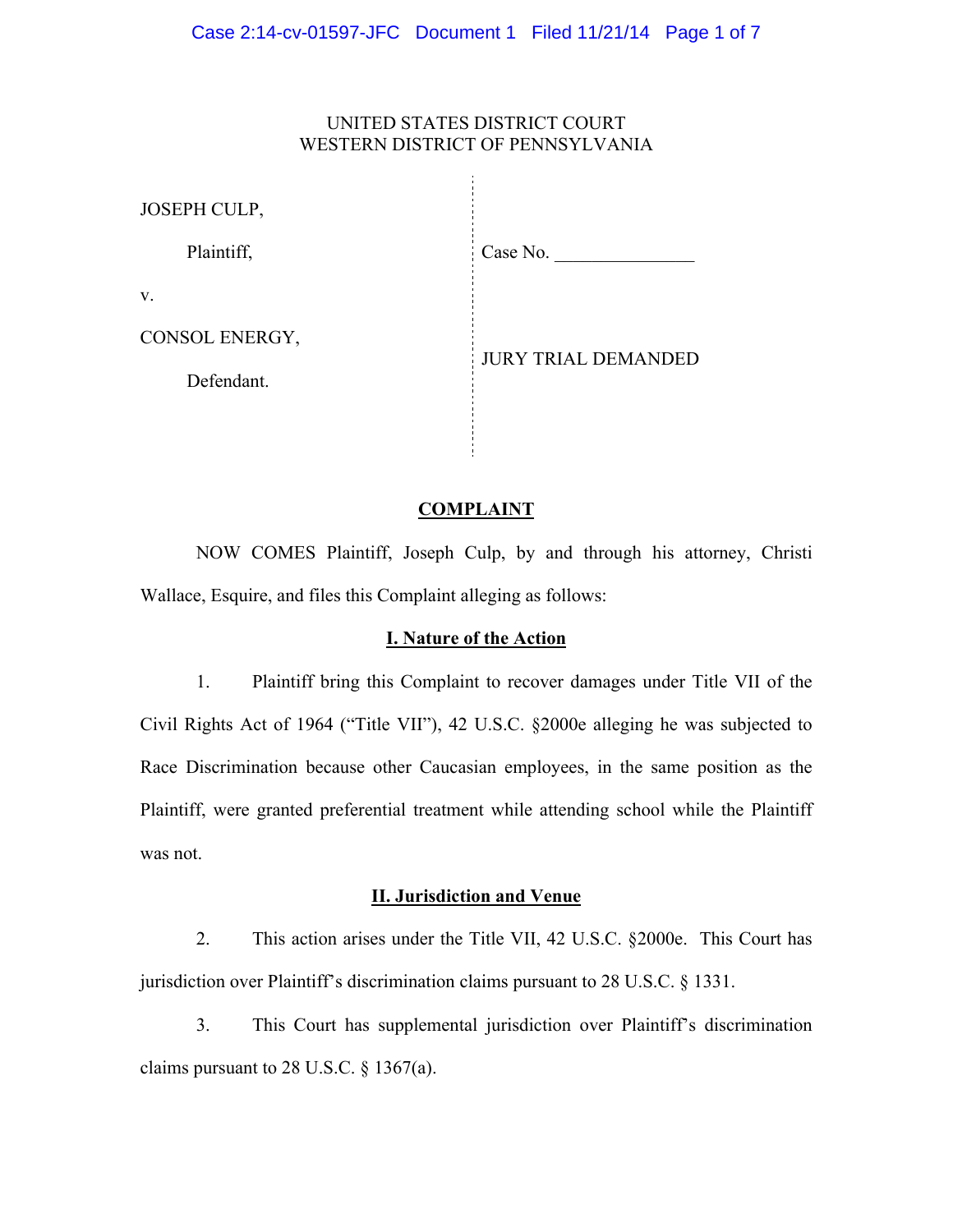UNITED STATES DISTRICT COURT
WESTERN DISTRICT OF PENNSYLVANIA

| | |
|---|---|
| JOSEPH CULP, | |
| Plaintiff, | Case No. _______________ |
| v. | |
| CONSOL ENERGY, | JURY TRIAL DEMANDED |
| Defendant. | |

## COMPLAINT

NOW COMES Plaintiff, Joseph Culp, by and through his attorney, Christi Wallace, Esquire, and files this Complaint alleging as follows:

### I. Nature of the Action

1. Plaintiff bring this Complaint to recover damages under Title VII of the Civil Rights Act of 1964 ("Title VII"), 42 U.S.C. §2000e alleging he was subjected to Race Discrimination because other Caucasian employees, in the same position as the Plaintiff, were granted preferential treatment while attending school while the Plaintiff was not.

### II. Jurisdiction and Venue

2. This action arises under the Title VII, 42 U.S.C. §2000e. This Court has jurisdiction over Plaintiff's discrimination claims pursuant to 28 U.S.C. § 1331.

3. This Court has supplemental jurisdiction over Plaintiff's discrimination claims pursuant to 28 U.S.C. § 1367(a).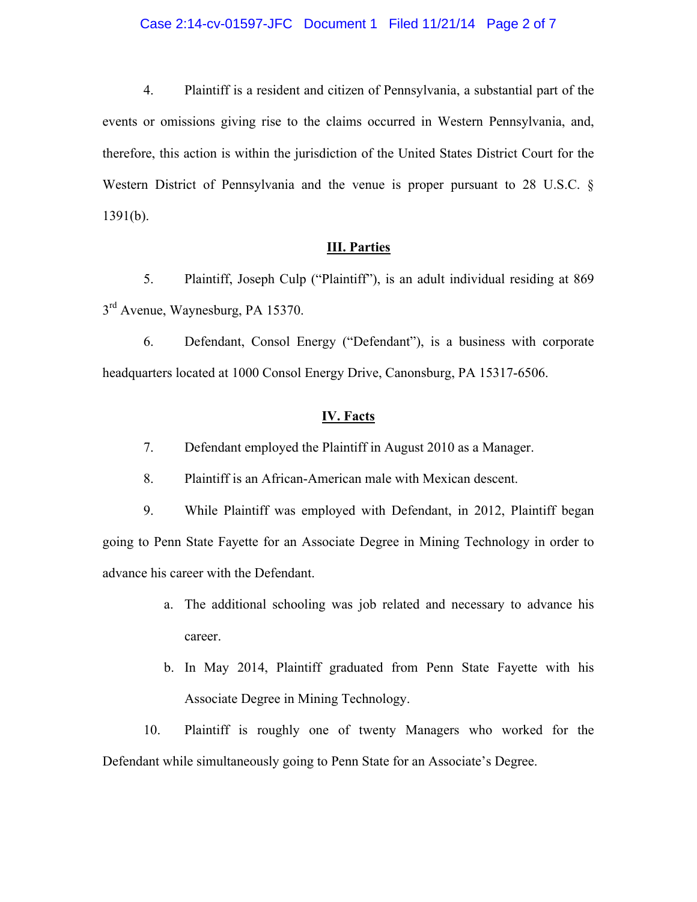4. Plaintiff is a resident and citizen of Pennsylvania, a substantial part of the events or omissions giving rise to the claims occurred in Western Pennsylvania, and, therefore, this action is within the jurisdiction of the United States District Court for the Western District of Pennsylvania and the venue is proper pursuant to 28 U.S.C. § 1391(b).

## III. Parties

5. Plaintiff, Joseph Culp ("Plaintiff"), is an adult individual residing at 869 3rd Avenue, Waynesburg, PA 15370.

6. Defendant, Consol Energy ("Defendant"), is a business with corporate headquarters located at 1000 Consol Energy Drive, Canonsburg, PA 15317-6506.

## IV. Facts

7. Defendant employed the Plaintiff in August 2010 as a Manager.

8. Plaintiff is an African-American male with Mexican descent.

9. While Plaintiff was employed with Defendant, in 2012, Plaintiff began going to Penn State Fayette for an Associate Degree in Mining Technology in order to advance his career with the Defendant.

   a. The additional schooling was job related and necessary to advance his career.

   b. In May 2014, Plaintiff graduated from Penn State Fayette with his Associate Degree in Mining Technology.

10. Plaintiff is roughly one of twenty Managers who worked for the Defendant while simultaneously going to Penn State for an Associate's Degree.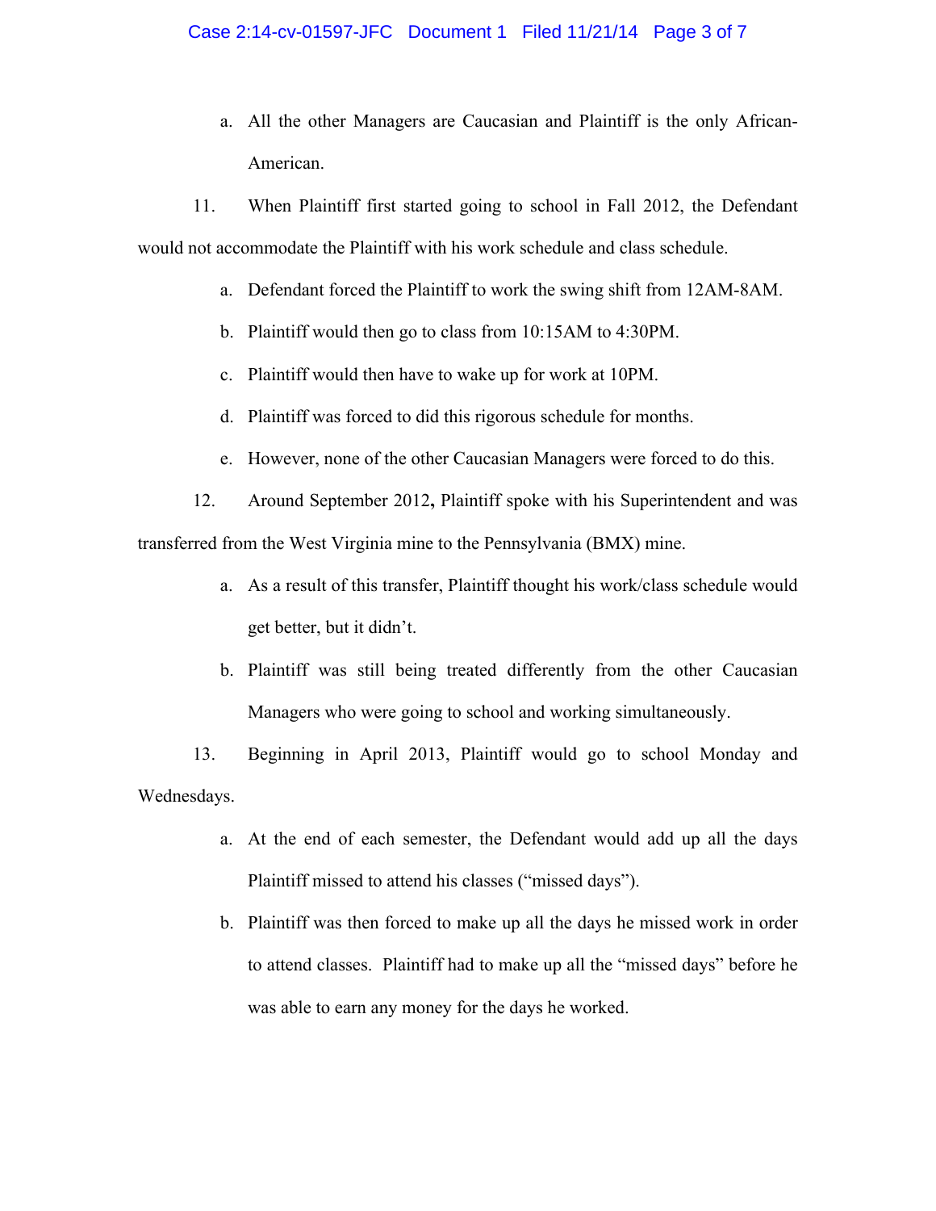a. All the other Managers are Caucasian and Plaintiff is the only African-American.

11. When Plaintiff first started going to school in Fall 2012, the Defendant would not accommodate the Plaintiff with his work schedule and class schedule.

a. Defendant forced the Plaintiff to work the swing shift from 12AM-8AM.

b. Plaintiff would then go to class from 10:15AM to 4:30PM.

c. Plaintiff would then have to wake up for work at 10PM.

d. Plaintiff was forced to did this rigorous schedule for months.

e. However, none of the other Caucasian Managers were forced to do this.

12. Around September 2012**,** Plaintiff spoke with his Superintendent and was transferred from the West Virginia mine to the Pennsylvania (BMX) mine.

a. As a result of this transfer, Plaintiff thought his work/class schedule would get better, but it didn't.

b. Plaintiff was still being treated differently from the other Caucasian Managers who were going to school and working simultaneously.

13. Beginning in April 2013, Plaintiff would go to school Monday and Wednesdays.

a. At the end of each semester, the Defendant would add up all the days Plaintiff missed to attend his classes ("missed days").

b. Plaintiff was then forced to make up all the days he missed work in order to attend classes. Plaintiff had to make up all the "missed days" before he was able to earn any money for the days he worked.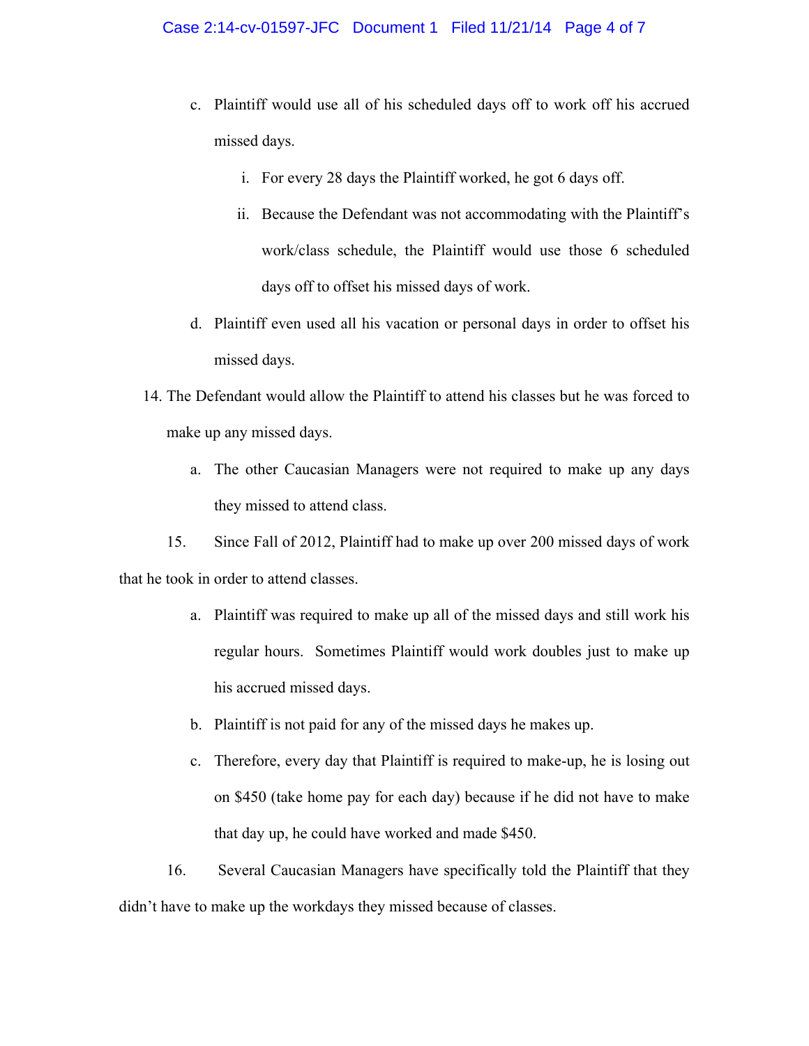c. Plaintiff would use all of his scheduled days off to work off his accrued missed days.

   i. For every 28 days the Plaintiff worked, he got 6 days off.

   ii. Because the Defendant was not accommodating with the Plaintiff's work/class schedule, the Plaintiff would use those 6 scheduled days off to offset his missed days of work.

d. Plaintiff even used all his vacation or personal days in order to offset his missed days.

14. The Defendant would allow the Plaintiff to attend his classes but he was forced to make up any missed days.

    a. The other Caucasian Managers were not required to make up any days they missed to attend class.

15. Since Fall of 2012, Plaintiff had to make up over 200 missed days of work that he took in order to attend classes.

    a. Plaintiff was required to make up all of the missed days and still work his regular hours. Sometimes Plaintiff would work doubles just to make up his accrued missed days.

    b. Plaintiff is not paid for any of the missed days he makes up.

    c. Therefore, every day that Plaintiff is required to make-up, he is losing out on $450 (take home pay for each day) because if he did not have to make that day up, he could have worked and made $450.

16. Several Caucasian Managers have specifically told the Plaintiff that they didn't have to make up the workdays they missed because of classes.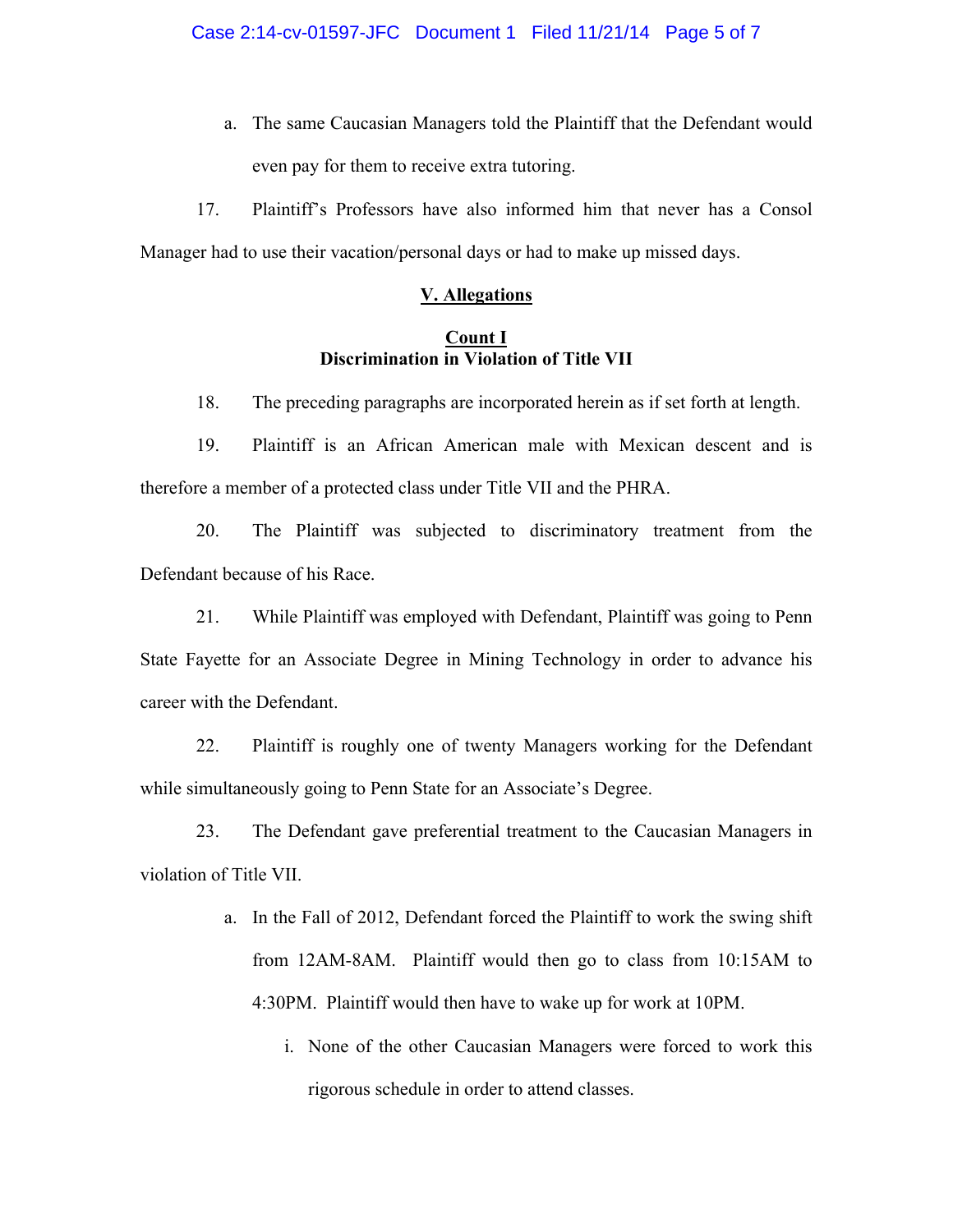a. The same Caucasian Managers told the Plaintiff that the Defendant would even pay for them to receive extra tutoring.

17. Plaintiff's Professors have also informed him that never has a Consol Manager had to use their vacation/personal days or had to make up missed days.

## V. Allegations

### Count I
### Discrimination in Violation of Title VII

18. The preceding paragraphs are incorporated herein as if set forth at length.

19. Plaintiff is an African American male with Mexican descent and is therefore a member of a protected class under Title VII and the PHRA.

20. The Plaintiff was subjected to discriminatory treatment from the Defendant because of his Race.

21. While Plaintiff was employed with Defendant, Plaintiff was going to Penn State Fayette for an Associate Degree in Mining Technology in order to advance his career with the Defendant.

22. Plaintiff is roughly one of twenty Managers working for the Defendant while simultaneously going to Penn State for an Associate's Degree.

23. The Defendant gave preferential treatment to the Caucasian Managers in violation of Title VII.

a. In the Fall of 2012, Defendant forced the Plaintiff to work the swing shift from 12AM-8AM. Plaintiff would then go to class from 10:15AM to 4:30PM. Plaintiff would then have to wake up for work at 10PM.

i. None of the other Caucasian Managers were forced to work this rigorous schedule in order to attend classes.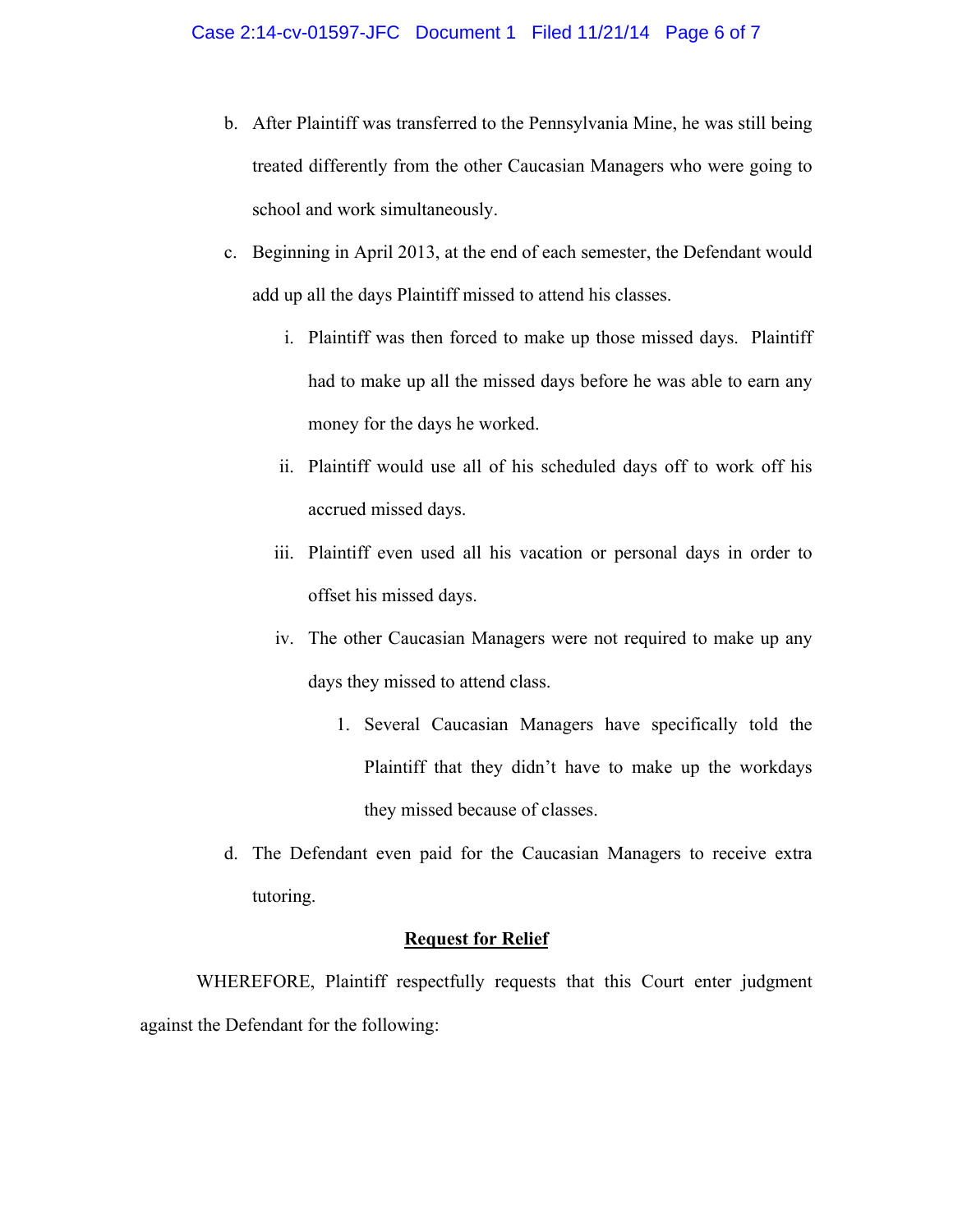b. After Plaintiff was transferred to the Pennsylvania Mine, he was still being treated differently from the other Caucasian Managers who were going to school and work simultaneously.

c. Beginning in April 2013, at the end of each semester, the Defendant would add up all the days Plaintiff missed to attend his classes.

   i. Plaintiff was then forced to make up those missed days. Plaintiff had to make up all the missed days before he was able to earn any money for the days he worked.

   ii. Plaintiff would use all of his scheduled days off to work off his accrued missed days.

   iii. Plaintiff even used all his vacation or personal days in order to offset his missed days.

   iv. The other Caucasian Managers were not required to make up any days they missed to attend class.

      1. Several Caucasian Managers have specifically told the Plaintiff that they didn't have to make up the workdays they missed because of classes.

d. The Defendant even paid for the Caucasian Managers to receive extra tutoring.

**Request for Relief**

WHEREFORE, Plaintiff respectfully requests that this Court enter judgment against the Defendant for the following: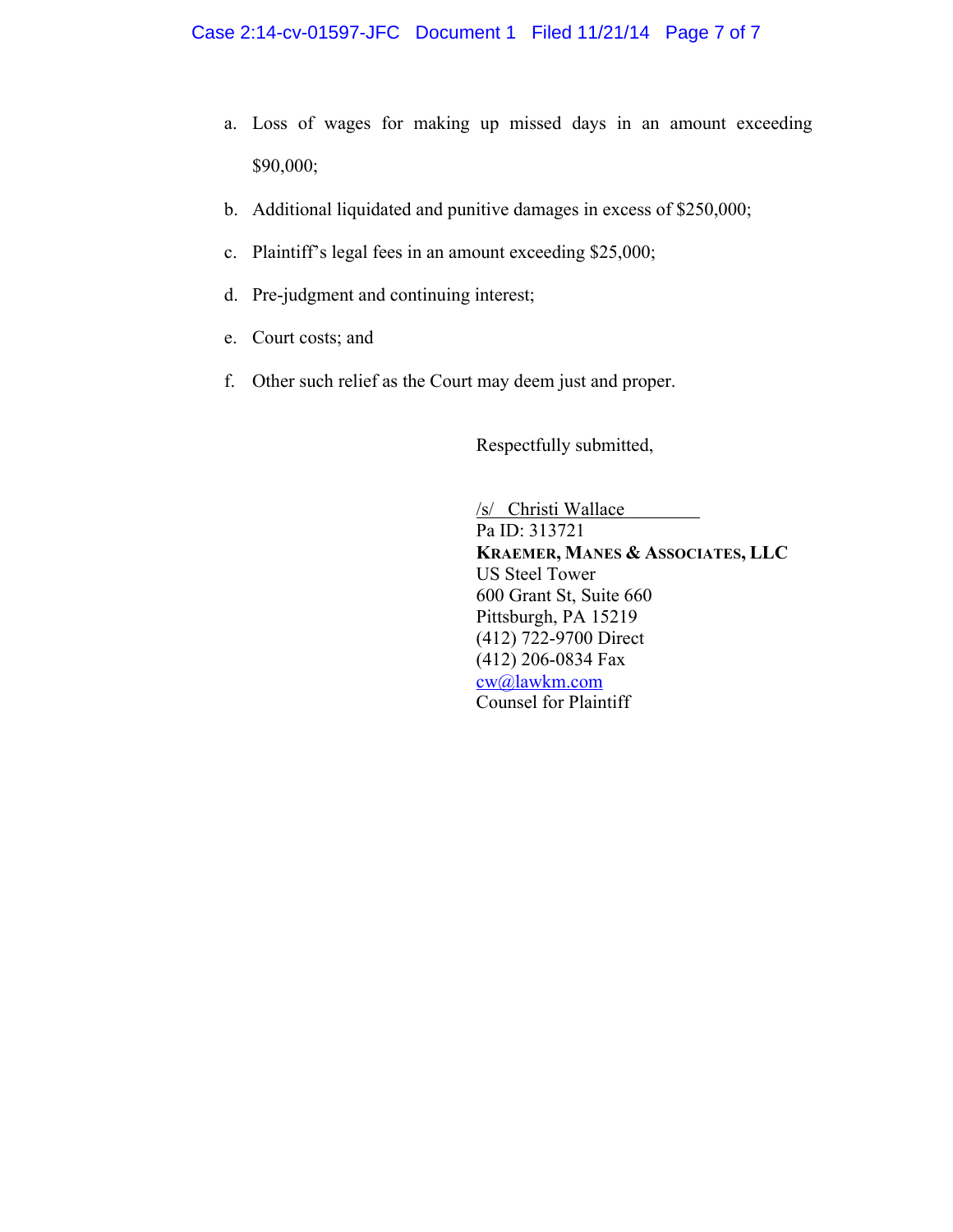a. Loss of wages for making up missed days in an amount exceeding $90,000;

b. Additional liquidated and punitive damages in excess of $250,000;

c. Plaintiff's legal fees in an amount exceeding $25,000;

d. Pre-judgment and continuing interest;

e. Court costs; and

f. Other such relief as the Court may deem just and proper.

Respectfully submitted,

/s/ Christi Wallace
Pa ID: 313721
**KRAEMER, MANES & ASSOCIATES, LLC**
US Steel Tower
600 Grant St, Suite 660
Pittsburgh, PA 15219
(412) 722-9700 Direct
(412) 206-0834 Fax
cw@lawkm.com
Counsel for Plaintiff